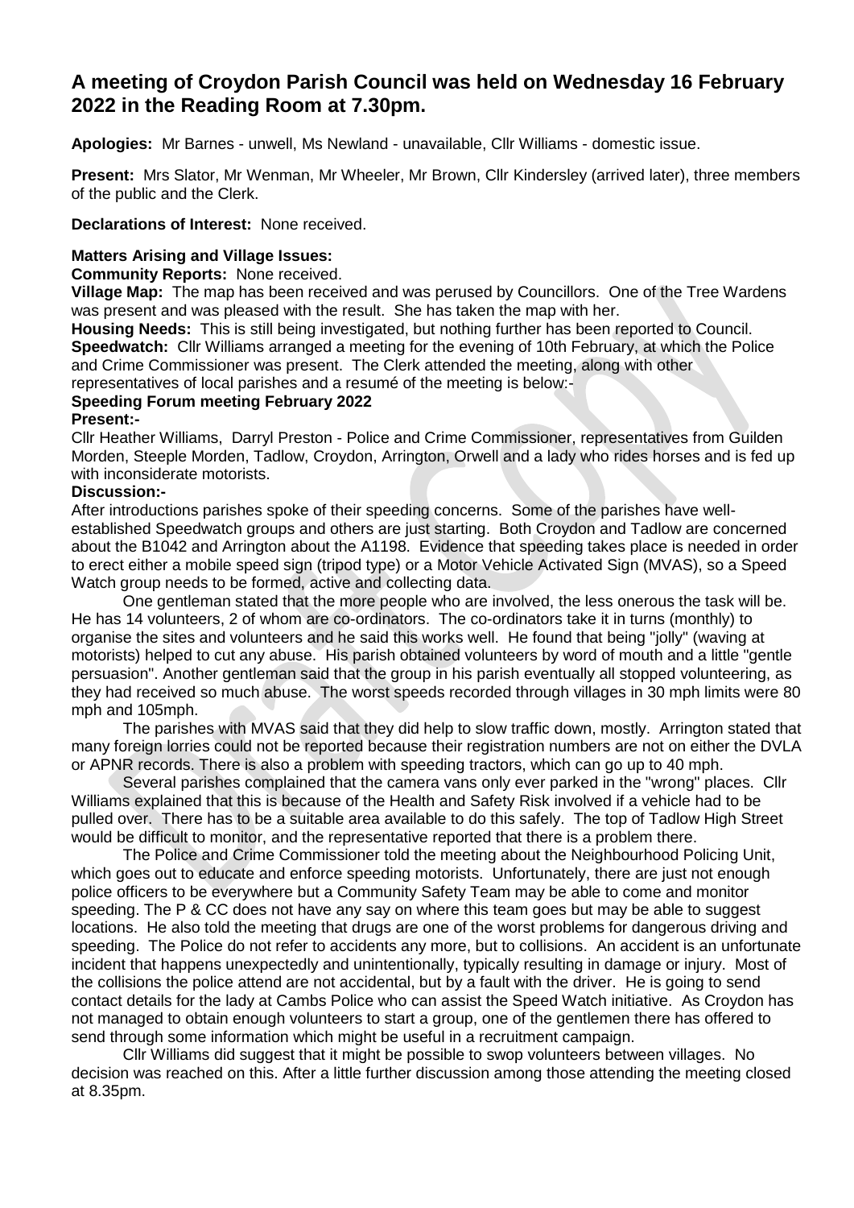# A meeting of Croydon Parish Council was held on Wednesday 16 February 2022 in the Reading Room at 7.30pm.

**Apologies:** Mr Barnes - unwell, Ms Newland - unavailable, Cllr Williams - domestic issue.

**Present:** Mrs Slator, Mr Wenman, Mr Wheeler, Mr Brown, Cllr Kindersley (arrived later), three members of the public and the Clerk.

**Declarations of Interest:** None received.

**Matters Arising and Village Issues:**

**Community Reports:** None received.

**Village Map:** The map has been received and was perused by Councillors. One of the Tree Wardens was present and was pleased with the result. She has taken the map with her.

**Housing Needs:** This is still being investigated, but nothing further has been reported to Council.

**Speedwatch:** Cllr Williams arranged a meeting for the evening of 10th February, at which the Police and Crime Commissioner was present. The Clerk attended the meeting, along with other representatives of local parishes and a resumé of the meeting is below:-

**Speeding Forum meeting February 2022**

**Present:-**

Cllr Heather Williams, Darryl Preston - Police and Crime Commissioner, representatives from Guilden Morden, Steeple Morden, Tadlow, Croydon, Arrington, Orwell and a lady who rides horses and is fed up with inconsiderate motorists.

**Discussion:-**

After introductions parishes spoke of their speeding concerns. Some of the parishes have well-established Speedwatch groups and others are just starting. Both Croydon and Tadlow are concerned about the B1042 and Arrington about the A1198. Evidence that speeding takes place is needed in order to erect either a mobile speed sign (tripod type) or a Motor Vehicle Activated Sign (MVAS), so a Speed Watch group needs to be formed, active and collecting data.

One gentleman stated that the more people who are involved, the less onerous the task will be. He has 14 volunteers, 2 of whom are co-ordinators. The co-ordinators take it in turns (monthly) to organise the sites and volunteers and he said this works well. He found that being "jolly" (waving at motorists) helped to cut any abuse. His parish obtained volunteers by word of mouth and a little "gentle persuasion". Another gentleman said that the group in his parish eventually all stopped volunteering, as they had received so much abuse. The worst speeds recorded through villages in 30 mph limits were 80 mph and 105mph.

The parishes with MVAS said that they did help to slow traffic down, mostly. Arrington stated that many foreign lorries could not be reported because their registration numbers are not on either the DVLA or APNR records. There is also a problem with speeding tractors, which can go up to 40 mph.

Several parishes complained that the camera vans only ever parked in the "wrong" places. Cllr Williams explained that this is because of the Health and Safety Risk involved if a vehicle had to be pulled over. There has to be a suitable area available to do this safely. The top of Tadlow High Street would be difficult to monitor, and the representative reported that there is a problem there.

The Police and Crime Commissioner told the meeting about the Neighbourhood Policing Unit, which goes out to educate and enforce speeding motorists. Unfortunately, there are just not enough police officers to be everywhere but a Community Safety Team may be able to come and monitor speeding. The P & CC does not have any say on where this team goes but may be able to suggest locations. He also told the meeting that drugs are one of the worst problems for dangerous driving and speeding. The Police do not refer to accidents any more, but to collisions. An accident is an unfortunate incident that happens unexpectedly and unintentionally, typically resulting in damage or injury. Most of the collisions the police attend are not accidental, but by a fault with the driver. He is going to send contact details for the lady at Cambs Police who can assist the Speed Watch initiative. As Croydon has not managed to obtain enough volunteers to start a group, one of the gentlemen there has offered to send through some information which might be useful in a recruitment campaign.

Cllr Williams did suggest that it might be possible to swop volunteers between villages. No decision was reached on this. After a little further discussion among those attending the meeting closed at 8.35pm.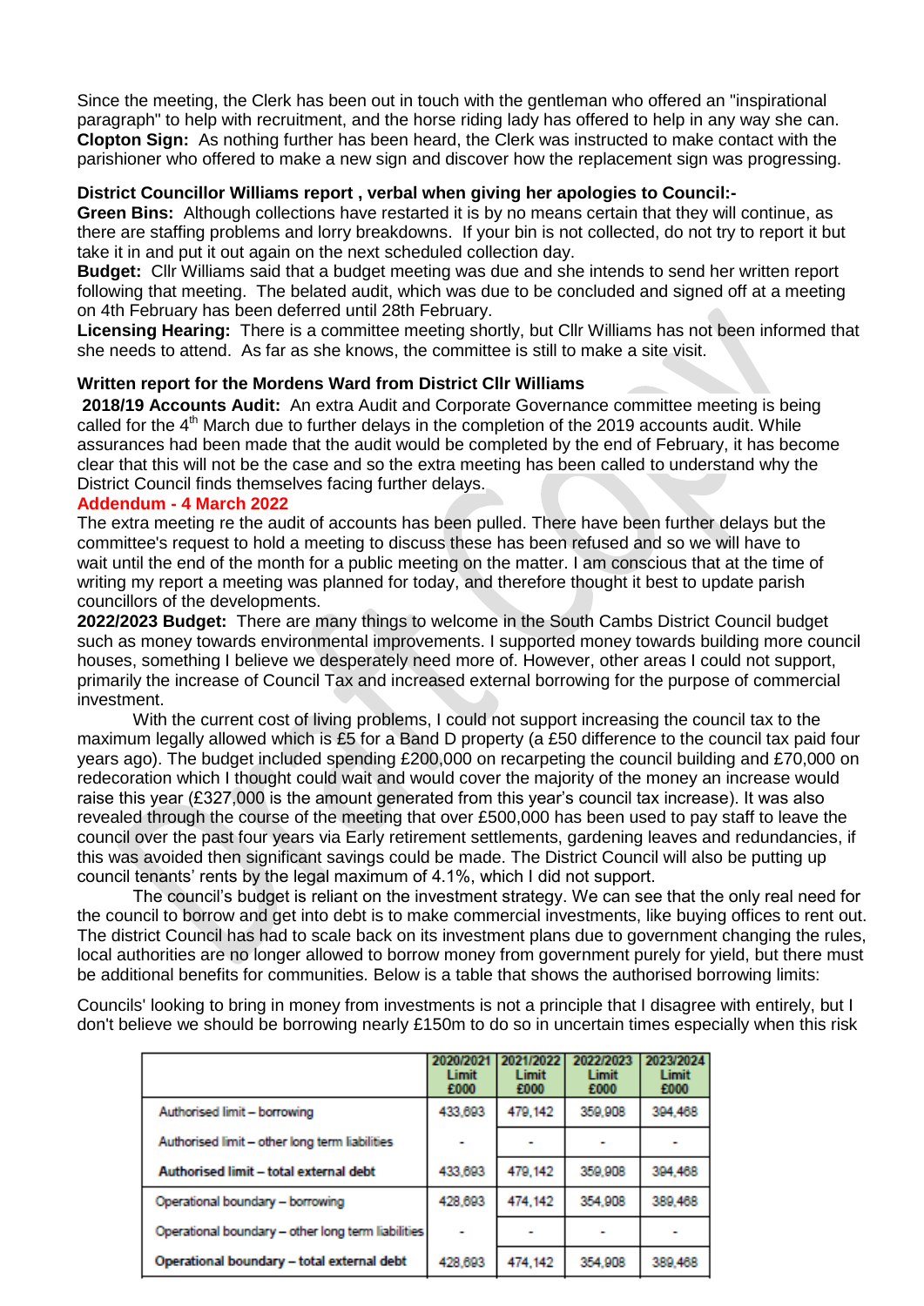Since the meeting, the Clerk has been out in touch with the gentleman who offered an "inspirational paragraph" to help with recruitment, and the horse riding lady has offered to help in any way she can.
**Clopton Sign:** As nothing further has been heard, the Clerk was instructed to make contact with the parishioner who offered to make a new sign and discover how the replacement sign was progressing.

**District Councillor Williams report , verbal when giving her apologies to Council:-**

**Green Bins:** Although collections have restarted it is by no means certain that they will continue, as there are staffing problems and lorry breakdowns. If your bin is not collected, do not try to report it but take it in and put it out again on the next scheduled collection day.
**Budget:** Cllr Williams said that a budget meeting was due and she intends to send her written report following that meeting. The belated audit, which was due to be concluded and signed off at a meeting on 4th February has been deferred until 28th February.
**Licensing Hearing:** There is a committee meeting shortly, but Cllr Williams has not been informed that she needs to attend. As far as she knows, the committee is still to make a site visit.

**Written report for the Mordens Ward from District Cllr Williams**

**2018/19 Accounts Audit:** An extra Audit and Corporate Governance committee meeting is being called for the 4th March due to further delays in the completion of the 2019 accounts audit. While assurances had been made that the audit would be completed by the end of February, it has become clear that this will not be the case and so the extra meeting has been called to understand why the District Council finds themselves facing further delays.

**Addendum - 4 March 2022**

The extra meeting re the audit of accounts has been pulled. There have been further delays but the committee's request to hold a meeting to discuss these has been refused and so we will have to wait until the end of the month for a public meeting on the matter. I am conscious that at the time of writing my report a meeting was planned for today, and therefore thought it best to update parish councillors of the developments.

**2022/2023 Budget:** There are many things to welcome in the South Cambs District Council budget such as money towards environmental improvements. I supported money towards building more council houses, something I believe we desperately need more of. However, other areas I could not support, primarily the increase of Council Tax and increased external borrowing for the purpose of commercial investment.

With the current cost of living problems, I could not support increasing the council tax to the maximum legally allowed which is £5 for a Band D property (a £50 difference to the council tax paid four years ago). The budget included spending £200,000 on recarpeting the council building and £70,000 on redecoration which I thought could wait and would cover the majority of the money an increase would raise this year (£327,000 is the amount generated from this year's council tax increase). It was also revealed through the course of the meeting that over £500,000 has been used to pay staff to leave the council over the past four years via Early retirement settlements, gardening leaves and redundancies, if this was avoided then significant savings could be made. The District Council will also be putting up council tenants' rents by the legal maximum of 4.1%, which I did not support.

The council's budget is reliant on the investment strategy. We can see that the only real need for the council to borrow and get into debt is to make commercial investments, like buying offices to rent out. The district Council has had to scale back on its investment plans due to government changing the rules, local authorities are no longer allowed to borrow money from government purely for yield, but there must be additional benefits for communities. Below is a table that shows the authorised borrowing limits:

Councils' looking to bring in money from investments is not a principle that I disagree with entirely, but I don't believe we should be borrowing nearly £150m to do so in uncertain times especially when this risk

| | 2020/2021 Limit £000 | 2021/2022 Limit £000 | 2022/2023 Limit £000 | 2023/2024 Limit £000 |
|---|---|---|---|---|
| Authorised limit – borrowing | 433,693 | 479,142 | 359,908 | 394,468 |
| Authorised limit – other long term liabilities | - | - | - | - |
| **Authorised limit – total external debt** | 433,693 | 479,142 | 359,908 | 394,468 |
| Operational boundary – borrowing | 428,693 | 474,142 | 354,908 | 389,468 |
| Operational boundary – other long term liabilities | - | - | - | - |
| **Operational boundary – total external debt** | 428,693 | 474,142 | 354,908 | 389,468 |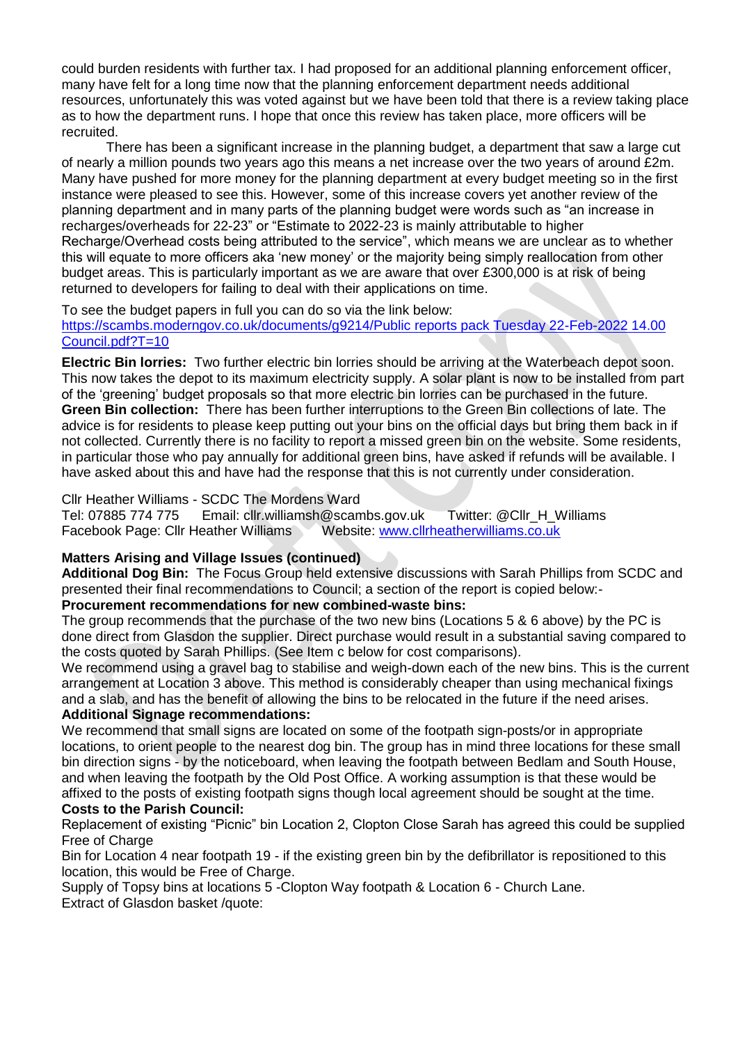could burden residents with further tax. I had proposed for an additional planning enforcement officer, many have felt for a long time now that the planning enforcement department needs additional resources, unfortunately this was voted against but we have been told that there is a review taking place as to how the department runs. I hope that once this review has taken place, more officers will be recruited.

There has been a significant increase in the planning budget, a department that saw a large cut of nearly a million pounds two years ago this means a net increase over the two years of around £2m. Many have pushed for more money for the planning department at every budget meeting so in the first instance were pleased to see this. However, some of this increase covers yet another review of the planning department and in many parts of the planning budget were words such as "an increase in recharges/overheads for 22-23" or "Estimate to 2022-23 is mainly attributable to higher Recharge/Overhead costs being attributed to the service", which means we are unclear as to whether this will equate to more officers aka 'new money' or the majority being simply reallocation from other budget areas. This is particularly important as we are aware that over £300,000 is at risk of being returned to developers for failing to deal with their applications on time.

To see the budget papers in full you can do so via the link below:
[https://scambs.moderngov.co.uk/documents/g9214/Public reports pack Tuesday 22-Feb-2022 14.00 Council.pdf?T=10](https://scambs.moderngov.co.uk/documents/g9214/Public reports pack Tuesday 22-Feb-2022 14.00 Council.pdf?T=10)

**Electric Bin lorries:** Two further electric bin lorries should be arriving at the Waterbeach depot soon. This now takes the depot to its maximum electricity supply. A solar plant is now to be installed from part of the 'greening' budget proposals so that more electric bin lorries can be purchased in the future.
**Green Bin collection:** There has been further interruptions to the Green Bin collections of late. The advice is for residents to please keep putting out your bins on the official days but bring them back in if not collected. Currently there is no facility to report a missed green bin on the website. Some residents, in particular those who pay annually for additional green bins, have asked if refunds will be available. I have asked about this and have had the response that this is not currently under consideration.

Cllr Heather Williams - SCDC The Mordens Ward
Tel: 07885 774 775 Email: cllr.williamsh@scambs.gov.uk Twitter: @Cllr_H_Williams
Facebook Page: Cllr Heather Williams Website: [www.cllrheatherwilliams.co.uk](www.cllrheatherwilliams.co.uk)

**Matters Arising and Village Issues (continued)**
**Additional Dog Bin:** The Focus Group held extensive discussions with Sarah Phillips from SCDC and presented their final recommendations to Council; a section of the report is copied below:-
**Procurement recommendations for new combined-waste bins:**
The group recommends that the purchase of the two new bins (Locations 5 & 6 above) by the PC is done direct from Glasdon the supplier. Direct purchase would result in a substantial saving compared to the costs quoted by Sarah Phillips. (See Item c below for cost comparisons).
We recommend using a gravel bag to stabilise and weigh-down each of the new bins. This is the current arrangement at Location 3 above. This method is considerably cheaper than using mechanical fixings and a slab, and has the benefit of allowing the bins to be relocated in the future if the need arises.
**Additional Signage recommendations:**
We recommend that small signs are located on some of the footpath sign-posts/or in appropriate locations, to orient people to the nearest dog bin. The group has in mind three locations for these small bin direction signs - by the noticeboard, when leaving the footpath between Bedlam and South House, and when leaving the footpath by the Old Post Office. A working assumption is that these would be affixed to the posts of existing footpath signs though local agreement should be sought at the time.
**Costs to the Parish Council:**
Replacement of existing "Picnic" bin Location 2, Clopton Close Sarah has agreed this could be supplied Free of Charge
Bin for Location 4 near footpath 19 - if the existing green bin by the defibrillator is repositioned to this location, this would be Free of Charge.
Supply of Topsy bins at locations 5 -Clopton Way footpath & Location 6 - Church Lane.
Extract of Glasdon basket /quote: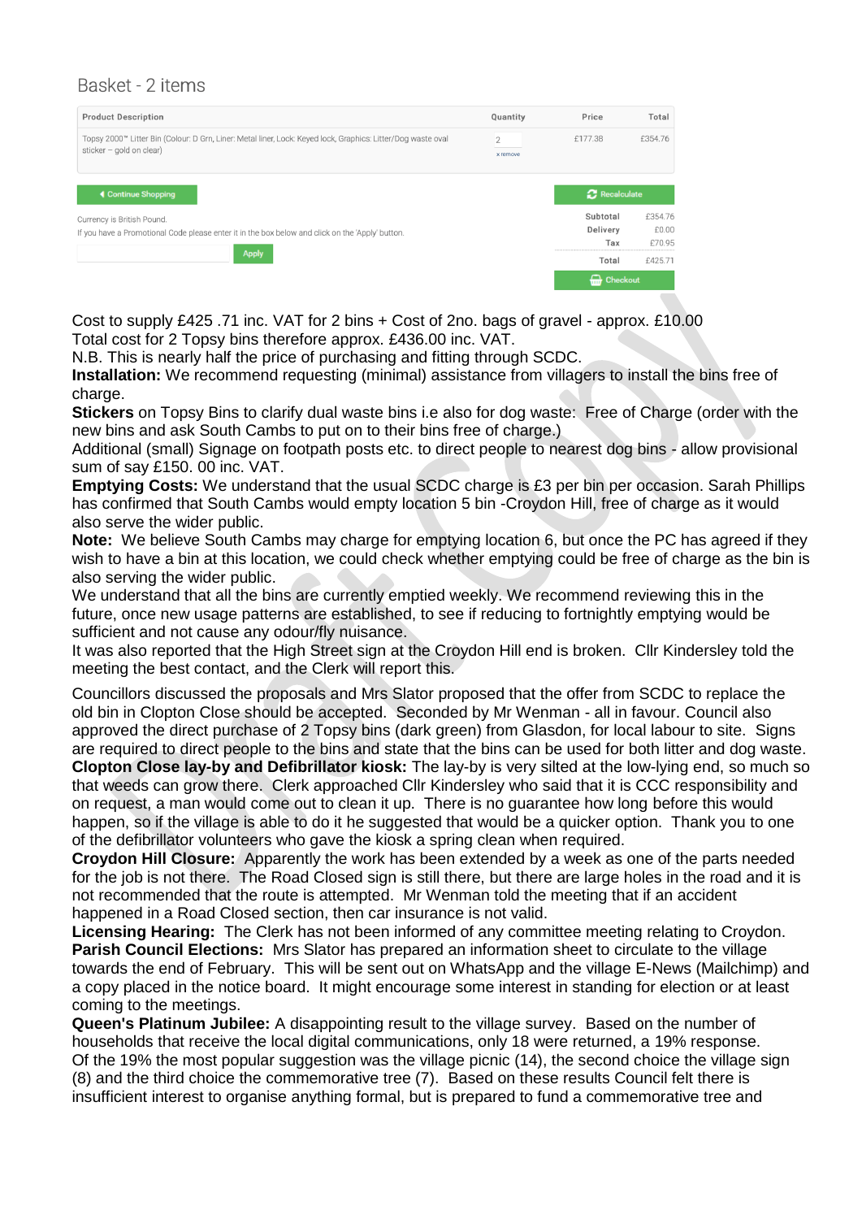Basket - 2 items

| Product Description | Quantity | Price | Total |
|---|---|---|---|
| Topsy 2000™ Litter Bin (Colour: D Grn, Liner: Metal liner, Lock: Keyed lock, Graphics: Litter/Dog waste oval sticker – gold on clear) | 2 x remove | £177.38 | £354.76 |

Continue Shopping

Currency is British Pound.

If you have a Promotional Code please enter it in the box below and click on the 'Apply' button.

Apply

Recalculate

| | |
|---|---|
| Subtotal | £354.76 |
| Delivery | £0.00 |
| Tax | £70.95 |
| Total | £425.71 |

Checkout

Cost to supply £425 .71 inc. VAT for 2 bins + Cost of 2no. bags of gravel - approx. £10.00
Total cost for 2 Topsy bins therefore approx. £436.00 inc. VAT.
N.B. This is nearly half the price of purchasing and fitting through SCDC.
**Installation:** We recommend requesting (minimal) assistance from villagers to install the bins free of charge.
**Stickers** on Topsy Bins to clarify dual waste bins i.e also for dog waste: Free of Charge (order with the new bins and ask South Cambs to put on to their bins free of charge.)
Additional (small) Signage on footpath posts etc. to direct people to nearest dog bins - allow provisional sum of say £150. 00 inc. VAT.
**Emptying Costs:** We understand that the usual SCDC charge is £3 per bin per occasion. Sarah Phillips has confirmed that South Cambs would empty location 5 bin -Croydon Hill, free of charge as it would also serve the wider public.
**Note:** We believe South Cambs may charge for emptying location 6, but once the PC has agreed if they wish to have a bin at this location, we could check whether emptying could be free of charge as the bin is also serving the wider public.
We understand that all the bins are currently emptied weekly. We recommend reviewing this in the future, once new usage patterns are established, to see if reducing to fortnightly emptying would be sufficient and not cause any odour/fly nuisance.
It was also reported that the High Street sign at the Croydon Hill end is broken. Cllr Kindersley told the meeting the best contact, and the Clerk will report this.

Councillors discussed the proposals and Mrs Slator proposed that the offer from SCDC to replace the old bin in Clopton Close should be accepted. Seconded by Mr Wenman - all in favour. Council also approved the direct purchase of 2 Topsy bins (dark green) from Glasdon, for local labour to site. Signs are required to direct people to the bins and state that the bins can be used for both litter and dog waste.
**Clopton Close lay-by and Defibrillator kiosk:** The lay-by is very silted at the low-lying end, so much so that weeds can grow there. Clerk approached Cllr Kindersley who said that it is CCC responsibility and on request, a man would come out to clean it up. There is no guarantee how long before this would happen, so if the village is able to do it he suggested that would be a quicker option. Thank you to one of the defibrillator volunteers who gave the kiosk a spring clean when required.
**Croydon Hill Closure:** Apparently the work has been extended by a week as one of the parts needed for the job is not there. The Road Closed sign is still there, but there are large holes in the road and it is not recommended that the route is attempted. Mr Wenman told the meeting that if an accident happened in a Road Closed section, then car insurance is not valid.
**Licensing Hearing:** The Clerk has not been informed of any committee meeting relating to Croydon.
**Parish Council Elections:** Mrs Slator has prepared an information sheet to circulate to the village towards the end of February. This will be sent out on WhatsApp and the village E-News (Mailchimp) and a copy placed in the notice board. It might encourage some interest in standing for election or at least coming to the meetings.
**Queen's Platinum Jubilee:** A disappointing result to the village survey. Based on the number of households that receive the local digital communications, only 18 were returned, a 19% response. Of the 19% the most popular suggestion was the village picnic (14), the second choice the village sign (8) and the third choice the commemorative tree (7). Based on these results Council felt there is insufficient interest to organise anything formal, but is prepared to fund a commemorative tree and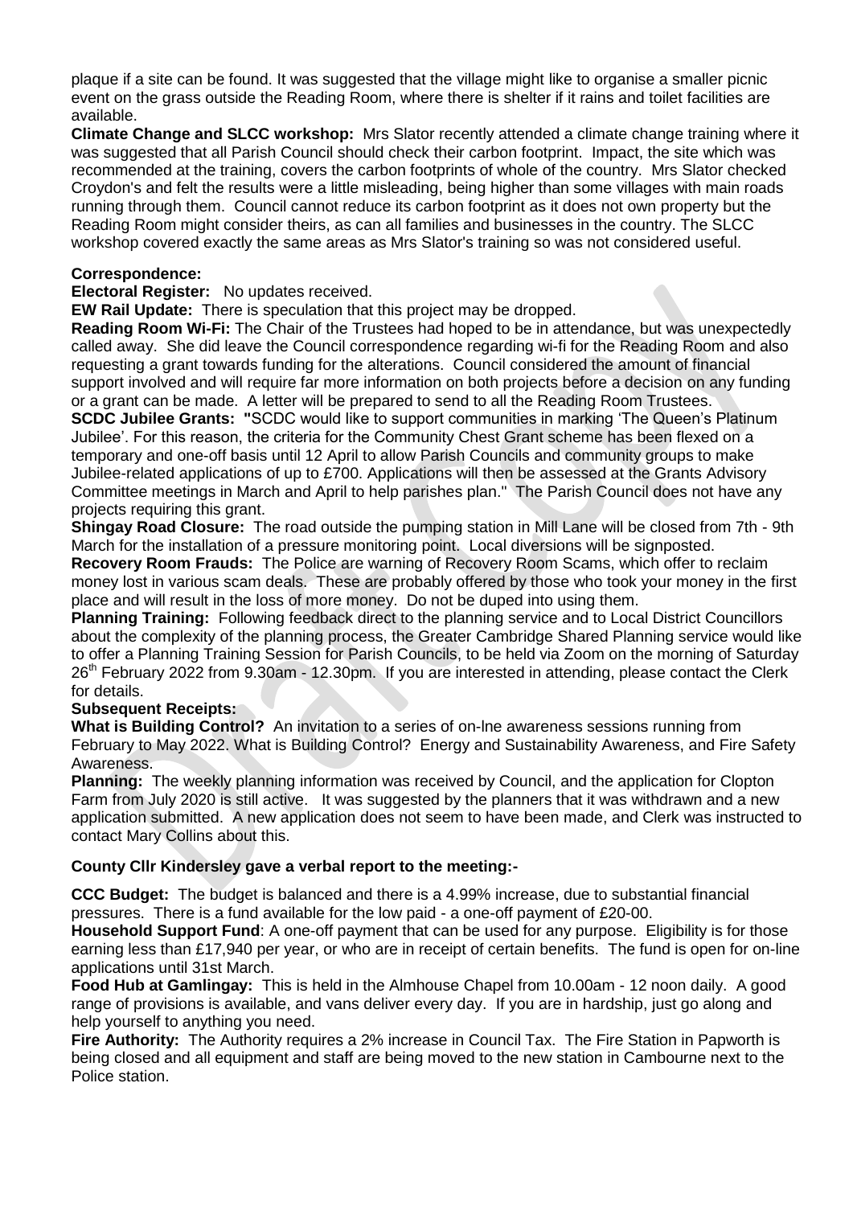plaque if a site can be found. It was suggested that the village might like to organise a smaller picnic event on the grass outside the Reading Room, where there is shelter if it rains and toilet facilities are available.

**Climate Change and SLCC workshop:** Mrs Slator recently attended a climate change training where it was suggested that all Parish Council should check their carbon footprint. Impact, the site which was recommended at the training, covers the carbon footprints of whole of the country. Mrs Slator checked Croydon's and felt the results were a little misleading, being higher than some villages with main roads running through them. Council cannot reduce its carbon footprint as it does not own property but the Reading Room might consider theirs, as can all families and businesses in the country. The SLCC workshop covered exactly the same areas as Mrs Slator's training so was not considered useful.

**Correspondence:**

**Electoral Register:** No updates received.

**EW Rail Update:** There is speculation that this project may be dropped.

**Reading Room Wi-Fi:** The Chair of the Trustees had hoped to be in attendance, but was unexpectedly called away. She did leave the Council correspondence regarding wi-fi for the Reading Room and also requesting a grant towards funding for the alterations. Council considered the amount of financial support involved and will require far more information on both projects before a decision on any funding or a grant can be made. A letter will be prepared to send to all the Reading Room Trustees.

**SCDC Jubilee Grants:** "SCDC would like to support communities in marking 'The Queen's Platinum Jubilee'. For this reason, the criteria for the Community Chest Grant scheme has been flexed on a temporary and one-off basis until 12 April to allow Parish Councils and community groups to make Jubilee-related applications of up to £700. Applications will then be assessed at the Grants Advisory Committee meetings in March and April to help parishes plan." The Parish Council does not have any projects requiring this grant.

**Shingay Road Closure:** The road outside the pumping station in Mill Lane will be closed from 7th - 9th March for the installation of a pressure monitoring point. Local diversions will be signposted.

**Recovery Room Frauds:** The Police are warning of Recovery Room Scams, which offer to reclaim money lost in various scam deals. These are probably offered by those who took your money in the first place and will result in the loss of more money. Do not be duped into using them.

**Planning Training:** Following feedback direct to the planning service and to Local District Councillors about the complexity of the planning process, the Greater Cambridge Shared Planning service would like to offer a Planning Training Session for Parish Councils, to be held via Zoom on the morning of Saturday 26th February 2022 from 9.30am - 12.30pm. If you are interested in attending, please contact the Clerk for details.

**Subsequent Receipts:**

**What is Building Control?** An invitation to a series of on-lne awareness sessions running from February to May 2022. What is Building Control? Energy and Sustainability Awareness, and Fire Safety Awareness.

**Planning:** The weekly planning information was received by Council, and the application for Clopton Farm from July 2020 is still active. It was suggested by the planners that it was withdrawn and a new application submitted. A new application does not seem to have been made, and Clerk was instructed to contact Mary Collins about this.

**County Cllr Kindersley gave a verbal report to the meeting:-**

**CCC Budget:** The budget is balanced and there is a 4.99% increase, due to substantial financial pressures. There is a fund available for the low paid - a one-off payment of £20-00.

**Household Support Fund**: A one-off payment that can be used for any purpose. Eligibility is for those earning less than £17,940 per year, or who are in receipt of certain benefits. The fund is open for on-line applications until 31st March.

**Food Hub at Gamlingay:** This is held in the Almhouse Chapel from 10.00am - 12 noon daily. A good range of provisions is available, and vans deliver every day. If you are in hardship, just go along and help yourself to anything you need.

**Fire Authority:** The Authority requires a 2% increase in Council Tax. The Fire Station in Papworth is being closed and all equipment and staff are being moved to the new station in Cambourne next to the Police station.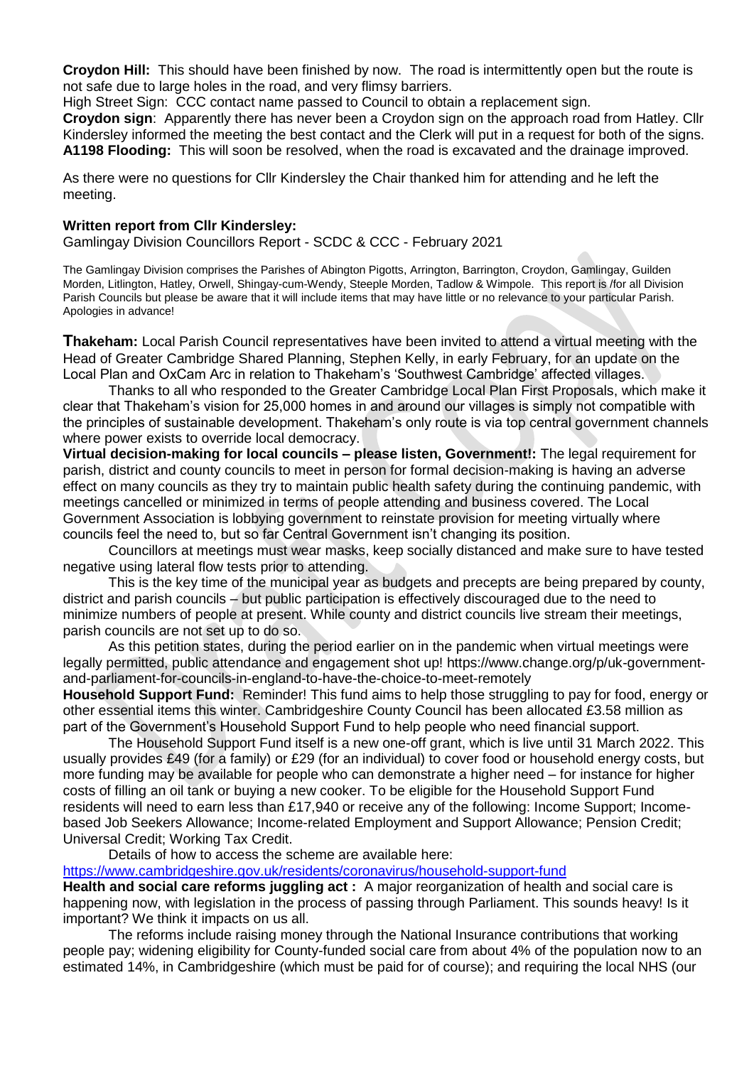**Croydon Hill:** This should have been finished by now. The road is intermittently open but the route is not safe due to large holes in the road, and very flimsy barriers.

High Street Sign: CCC contact name passed to Council to obtain a replacement sign.

**Croydon sign**: Apparently there has never been a Croydon sign on the approach road from Hatley. Cllr Kindersley informed the meeting the best contact and the Clerk will put in a request for both of the signs.

**A1198 Flooding:** This will soon be resolved, when the road is excavated and the drainage improved.

As there were no questions for Cllr Kindersley the Chair thanked him for attending and he left the meeting.

**Written report from Cllr Kindersley:**

Gamlingay Division Councillors Report - SCDC & CCC - February 2021

The Gamlingay Division comprises the Parishes of Abington Pigotts, Arrington, Barrington, Croydon, Gamlingay, Guilden Morden, Litlington, Hatley, Orwell, Shingay-cum-Wendy, Steeple Morden, Tadlow & Wimpole. This report is /for all Division Parish Councils but please be aware that it will include items that may have little or no relevance to your particular Parish. Apologies in advance!

**Thakeham:** Local Parish Council representatives have been invited to attend a virtual meeting with the Head of Greater Cambridge Shared Planning, Stephen Kelly, in early February, for an update on the Local Plan and OxCam Arc in relation to Thakeham's 'Southwest Cambridge' affected villages.

Thanks to all who responded to the Greater Cambridge Local Plan First Proposals, which make it clear that Thakeham's vision for 25,000 homes in and around our villages is simply not compatible with the principles of sustainable development. Thakeham's only route is via top central government channels where power exists to override local democracy.

**Virtual decision-making for local councils – please listen, Government!:** The legal requirement for parish, district and county councils to meet in person for formal decision-making is having an adverse effect on many councils as they try to maintain public health safety during the continuing pandemic, with meetings cancelled or minimized in terms of people attending and business covered. The Local Government Association is lobbying government to reinstate provision for meeting virtually where councils feel the need to, but so far Central Government isn't changing its position.

Councillors at meetings must wear masks, keep socially distanced and make sure to have tested negative using lateral flow tests prior to attending.

This is the key time of the municipal year as budgets and precepts are being prepared by county, district and parish councils – but public participation is effectively discouraged due to the need to minimize numbers of people at present. While county and district councils live stream their meetings, parish councils are not set up to do so.

As this petition states, during the period earlier on in the pandemic when virtual meetings were legally permitted, public attendance and engagement shot up! https://www.change.org/p/uk-government-and-parliament-for-councils-in-england-to-have-the-choice-to-meet-remotely

**Household Support Fund:** Reminder! This fund aims to help those struggling to pay for food, energy or other essential items this winter. Cambridgeshire County Council has been allocated £3.58 million as part of the Government's Household Support Fund to help people who need financial support.

The Household Support Fund itself is a new one-off grant, which is live until 31 March 2022. This usually provides £49 (for a family) or £29 (for an individual) to cover food or household energy costs, but more funding may be available for people who can demonstrate a higher need – for instance for higher costs of filling an oil tank or buying a new cooker. To be eligible for the Household Support Fund residents will need to earn less than £17,940 or receive any of the following: Income Support; Income-based Job Seekers Allowance; Income-related Employment and Support Allowance; Pension Credit; Universal Credit; Working Tax Credit.

Details of how to access the scheme are available here:

https://www.cambridgeshire.gov.uk/residents/coronavirus/household-support-fund

**Health and social care reforms juggling act :** A major reorganization of health and social care is happening now, with legislation in the process of passing through Parliament. This sounds heavy! Is it important? We think it impacts on us all.

The reforms include raising money through the National Insurance contributions that working people pay; widening eligibility for County-funded social care from about 4% of the population now to an estimated 14%, in Cambridgeshire (which must be paid for of course); and requiring the local NHS (our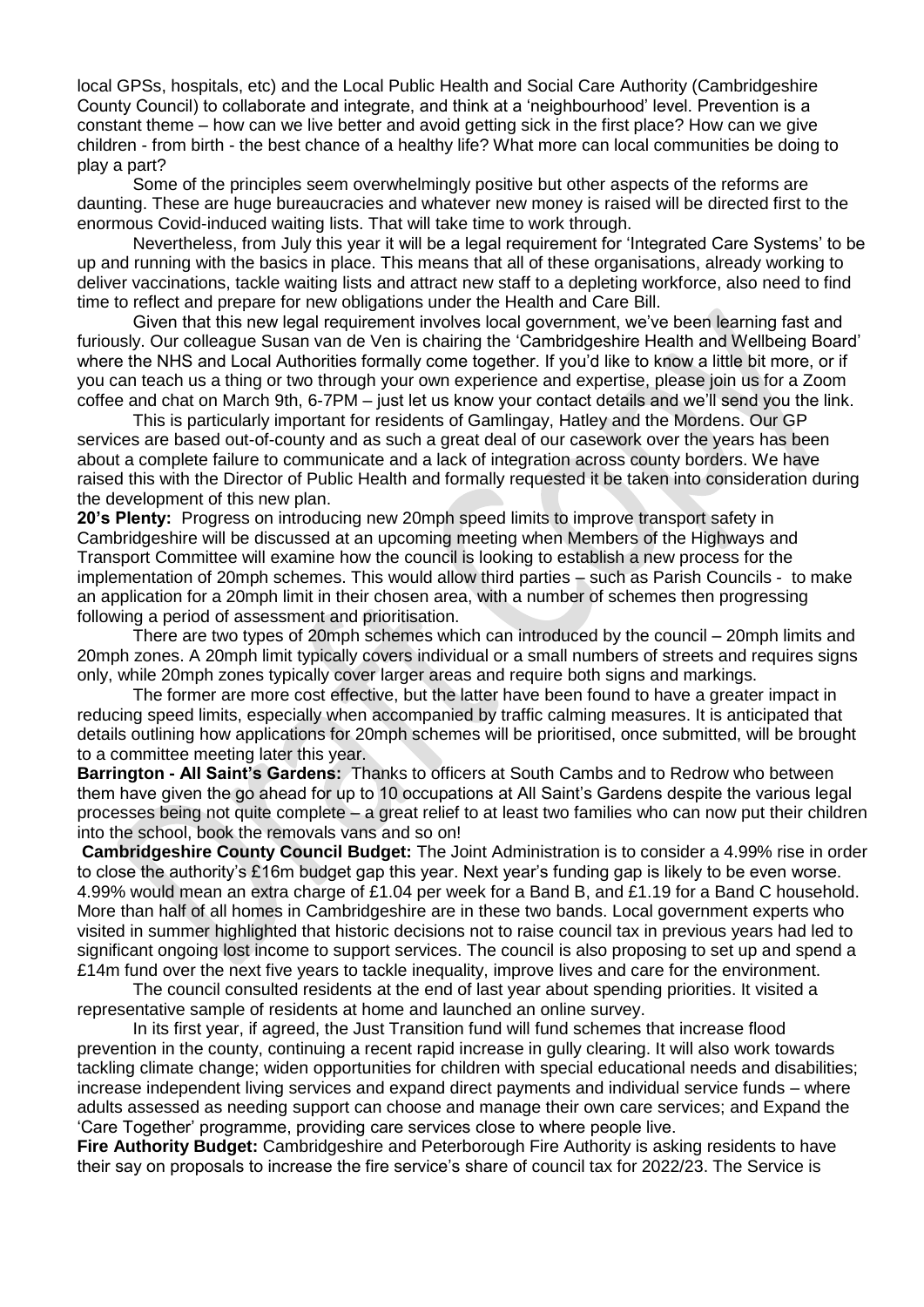local GPSs, hospitals, etc) and the Local Public Health and Social Care Authority (Cambridgeshire County Council) to collaborate and integrate, and think at a 'neighbourhood' level. Prevention is a constant theme – how can we live better and avoid getting sick in the first place? How can we give children - from birth - the best chance of a healthy life? What more can local communities be doing to play a part?

Some of the principles seem overwhelmingly positive but other aspects of the reforms are daunting. These are huge bureaucracies and whatever new money is raised will be directed first to the enormous Covid-induced waiting lists. That will take time to work through.

Nevertheless, from July this year it will be a legal requirement for 'Integrated Care Systems' to be up and running with the basics in place. This means that all of these organisations, already working to deliver vaccinations, tackle waiting lists and attract new staff to a depleting workforce, also need to find time to reflect and prepare for new obligations under the Health and Care Bill.

Given that this new legal requirement involves local government, we've been learning fast and furiously. Our colleague Susan van de Ven is chairing the 'Cambridgeshire Health and Wellbeing Board' where the NHS and Local Authorities formally come together. If you'd like to know a little bit more, or if you can teach us a thing or two through your own experience and expertise, please join us for a Zoom coffee and chat on March 9th, 6-7PM – just let us know your contact details and we'll send you the link.

This is particularly important for residents of Gamlingay, Hatley and the Mordens. Our GP services are based out-of-county and as such a great deal of our casework over the years has been about a complete failure to communicate and a lack of integration across county borders. We have raised this with the Director of Public Health and formally requested it be taken into consideration during the development of this new plan.

**20's Plenty:** Progress on introducing new 20mph speed limits to improve transport safety in Cambridgeshire will be discussed at an upcoming meeting when Members of the Highways and Transport Committee will examine how the council is looking to establish a new process for the implementation of 20mph schemes. This would allow third parties – such as Parish Councils - to make an application for a 20mph limit in their chosen area, with a number of schemes then progressing following a period of assessment and prioritisation.

There are two types of 20mph schemes which can introduced by the council – 20mph limits and 20mph zones. A 20mph limit typically covers individual or a small numbers of streets and requires signs only, while 20mph zones typically cover larger areas and require both signs and markings.

The former are more cost effective, but the latter have been found to have a greater impact in reducing speed limits, especially when accompanied by traffic calming measures. It is anticipated that details outlining how applications for 20mph schemes will be prioritised, once submitted, will be brought to a committee meeting later this year.

**Barrington - All Saint's Gardens:** Thanks to officers at South Cambs and to Redrow who between them have given the go ahead for up to 10 occupations at All Saint's Gardens despite the various legal processes being not quite complete – a great relief to at least two families who can now put their children into the school, book the removals vans and so on!

**Cambridgeshire County Council Budget:** The Joint Administration is to consider a 4.99% rise in order to close the authority's £16m budget gap this year. Next year's funding gap is likely to be even worse. 4.99% would mean an extra charge of £1.04 per week for a Band B, and £1.19 for a Band C household. More than half of all homes in Cambridgeshire are in these two bands. Local government experts who visited in summer highlighted that historic decisions not to raise council tax in previous years had led to significant ongoing lost income to support services. The council is also proposing to set up and spend a £14m fund over the next five years to tackle inequality, improve lives and care for the environment.

The council consulted residents at the end of last year about spending priorities. It visited a representative sample of residents at home and launched an online survey.

In its first year, if agreed, the Just Transition fund will fund schemes that increase flood prevention in the county, continuing a recent rapid increase in gully clearing. It will also work towards tackling climate change; widen opportunities for children with special educational needs and disabilities; increase independent living services and expand direct payments and individual service funds – where adults assessed as needing support can choose and manage their own care services; and Expand the 'Care Together' programme, providing care services close to where people live.

**Fire Authority Budget:** Cambridgeshire and Peterborough Fire Authority is asking residents to have their say on proposals to increase the fire service's share of council tax for 2022/23. The Service is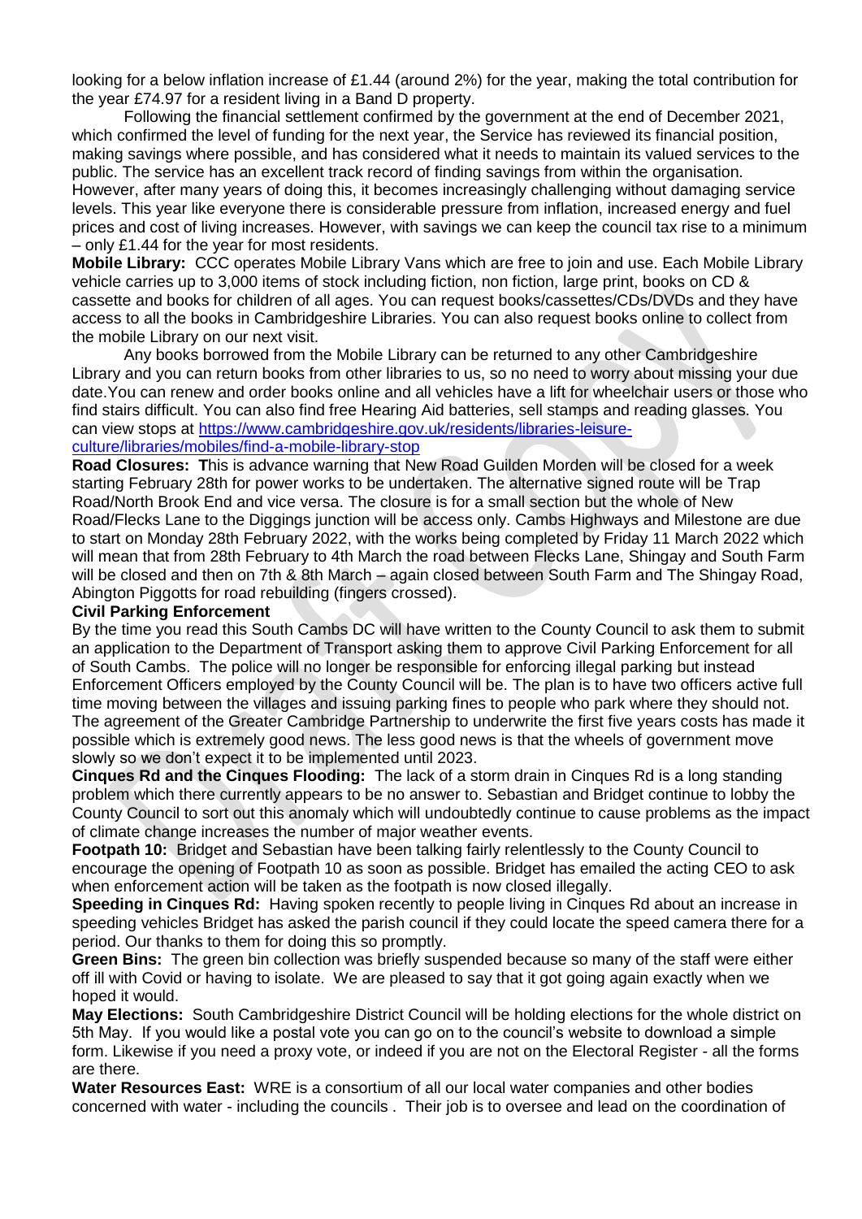looking for a below inflation increase of £1.44 (around 2%) for the year, making the total contribution for the year £74.97 for a resident living in a Band D property.

Following the financial settlement confirmed by the government at the end of December 2021, which confirmed the level of funding for the next year, the Service has reviewed its financial position, making savings where possible, and has considered what it needs to maintain its valued services to the public. The service has an excellent track record of finding savings from within the organisation. However, after many years of doing this, it becomes increasingly challenging without damaging service levels. This year like everyone there is considerable pressure from inflation, increased energy and fuel prices and cost of living increases. However, with savings we can keep the council tax rise to a minimum – only £1.44 for the year for most residents.

**Mobile Library:** CCC operates Mobile Library Vans which are free to join and use. Each Mobile Library vehicle carries up to 3,000 items of stock including fiction, non fiction, large print, books on CD & cassette and books for children of all ages. You can request books/cassettes/CDs/DVDs and they have access to all the books in Cambridgeshire Libraries. You can also request books online to collect from the mobile Library on our next visit.

Any books borrowed from the Mobile Library can be returned to any other Cambridgeshire Library and you can return books from other libraries to us, so no need to worry about missing your due date.You can renew and order books online and all vehicles have a lift for wheelchair users or those who find stairs difficult. You can also find free Hearing Aid batteries, sell stamps and reading glasses. You can view stops at [https://www.cambridgeshire.gov.uk/residents/libraries-leisure-culture/libraries/mobiles/find-a-mobile-library-stop](https://www.cambridgeshire.gov.uk/residents/libraries-leisure-culture/libraries/mobiles/find-a-mobile-library-stop)

**Road Closures: T**his is advance warning that New Road Guilden Morden will be closed for a week starting February 28th for power works to be undertaken. The alternative signed route will be Trap Road/North Brook End and vice versa. The closure is for a small section but the whole of New Road/Flecks Lane to the Diggings junction will be access only. Cambs Highways and Milestone are due to start on Monday 28th February 2022, with the works being completed by Friday 11 March 2022 which will mean that from 28th February to 4th March the road between Flecks Lane, Shingay and South Farm will be closed and then on 7th & 8th March – again closed between South Farm and The Shingay Road, Abington Piggotts for road rebuilding (fingers crossed).

**Civil Parking Enforcement**

By the time you read this South Cambs DC will have written to the County Council to ask them to submit an application to the Department of Transport asking them to approve Civil Parking Enforcement for all of South Cambs. The police will no longer be responsible for enforcing illegal parking but instead Enforcement Officers employed by the County Council will be. The plan is to have two officers active full time moving between the villages and issuing parking fines to people who park where they should not. The agreement of the Greater Cambridge Partnership to underwrite the first five years costs has made it possible which is extremely good news. The less good news is that the wheels of government move slowly so we don't expect it to be implemented until 2023.

**Cinques Rd and the Cinques Flooding:** The lack of a storm drain in Cinques Rd is a long standing problem which there currently appears to be no answer to. Sebastian and Bridget continue to lobby the County Council to sort out this anomaly which will undoubtedly continue to cause problems as the impact of climate change increases the number of major weather events.

**Footpath 10:** Bridget and Sebastian have been talking fairly relentlessly to the County Council to encourage the opening of Footpath 10 as soon as possible. Bridget has emailed the acting CEO to ask when enforcement action will be taken as the footpath is now closed illegally.

**Speeding in Cinques Rd:** Having spoken recently to people living in Cinques Rd about an increase in speeding vehicles Bridget has asked the parish council if they could locate the speed camera there for a period. Our thanks to them for doing this so promptly.

**Green Bins:** The green bin collection was briefly suspended because so many of the staff were either off ill with Covid or having to isolate. We are pleased to say that it got going again exactly when we hoped it would.

**May Elections:** South Cambridgeshire District Council will be holding elections for the whole district on 5th May. If you would like a postal vote you can go on to the council's website to download a simple form. Likewise if you need a proxy vote, or indeed if you are not on the Electoral Register - all the forms are there.

**Water Resources East:** WRE is a consortium of all our local water companies and other bodies concerned with water - including the councils . Their job is to oversee and lead on the coordination of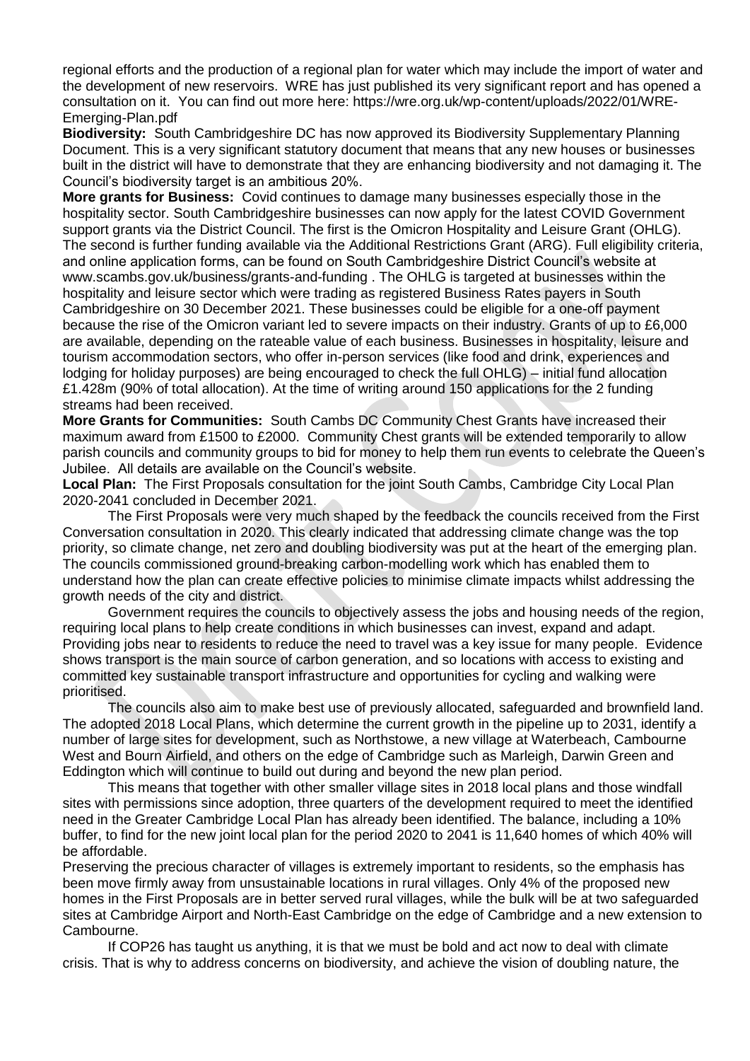regional efforts and the production of a regional plan for water which may include the import of water and the development of new reservoirs. WRE has just published its very significant report and has opened a consultation on it. You can find out more here: https://wre.org.uk/wp-content/uploads/2022/01/WRE-Emerging-Plan.pdf

**Biodiversity:** South Cambridgeshire DC has now approved its Biodiversity Supplementary Planning Document. This is a very significant statutory document that means that any new houses or businesses built in the district will have to demonstrate that they are enhancing biodiversity and not damaging it. The Council's biodiversity target is an ambitious 20%.

**More grants for Business:** Covid continues to damage many businesses especially those in the hospitality sector. South Cambridgeshire businesses can now apply for the latest COVID Government support grants via the District Council. The first is the Omicron Hospitality and Leisure Grant (OHLG). The second is further funding available via the Additional Restrictions Grant (ARG). Full eligibility criteria, and online application forms, can be found on South Cambridgeshire District Council's website at www.scambs.gov.uk/business/grants-and-funding . The OHLG is targeted at businesses within the hospitality and leisure sector which were trading as registered Business Rates payers in South Cambridgeshire on 30 December 2021. These businesses could be eligible for a one-off payment because the rise of the Omicron variant led to severe impacts on their industry. Grants of up to £6,000 are available, depending on the rateable value of each business. Businesses in hospitality, leisure and tourism accommodation sectors, who offer in-person services (like food and drink, experiences and lodging for holiday purposes) are being encouraged to check the full OHLG) – initial fund allocation £1.428m (90% of total allocation). At the time of writing around 150 applications for the 2 funding streams had been received.

**More Grants for Communities:** South Cambs DC Community Chest Grants have increased their maximum award from £1500 to £2000. Community Chest grants will be extended temporarily to allow parish councils and community groups to bid for money to help them run events to celebrate the Queen's Jubilee. All details are available on the Council's website.

**Local Plan:** The First Proposals consultation for the joint South Cambs, Cambridge City Local Plan 2020-2041 concluded in December 2021.

The First Proposals were very much shaped by the feedback the councils received from the First Conversation consultation in 2020. This clearly indicated that addressing climate change was the top priority, so climate change, net zero and doubling biodiversity was put at the heart of the emerging plan. The councils commissioned ground-breaking carbon-modelling work which has enabled them to understand how the plan can create effective policies to minimise climate impacts whilst addressing the growth needs of the city and district.

Government requires the councils to objectively assess the jobs and housing needs of the region, requiring local plans to help create conditions in which businesses can invest, expand and adapt. Providing jobs near to residents to reduce the need to travel was a key issue for many people. Evidence shows transport is the main source of carbon generation, and so locations with access to existing and committed key sustainable transport infrastructure and opportunities for cycling and walking were prioritised.

The councils also aim to make best use of previously allocated, safeguarded and brownfield land. The adopted 2018 Local Plans, which determine the current growth in the pipeline up to 2031, identify a number of large sites for development, such as Northstowe, a new village at Waterbeach, Cambourne West and Bourn Airfield, and others on the edge of Cambridge such as Marleigh, Darwin Green and Eddington which will continue to build out during and beyond the new plan period.

This means that together with other smaller village sites in 2018 local plans and those windfall sites with permissions since adoption, three quarters of the development required to meet the identified need in the Greater Cambridge Local Plan has already been identified. The balance, including a 10% buffer, to find for the new joint local plan for the period 2020 to 2041 is 11,640 homes of which 40% will be affordable.

Preserving the precious character of villages is extremely important to residents, so the emphasis has been move firmly away from unsustainable locations in rural villages. Only 4% of the proposed new homes in the First Proposals are in better served rural villages, while the bulk will be at two safeguarded sites at Cambridge Airport and North-East Cambridge on the edge of Cambridge and a new extension to Cambourne.

If COP26 has taught us anything, it is that we must be bold and act now to deal with climate crisis. That is why to address concerns on biodiversity, and achieve the vision of doubling nature, the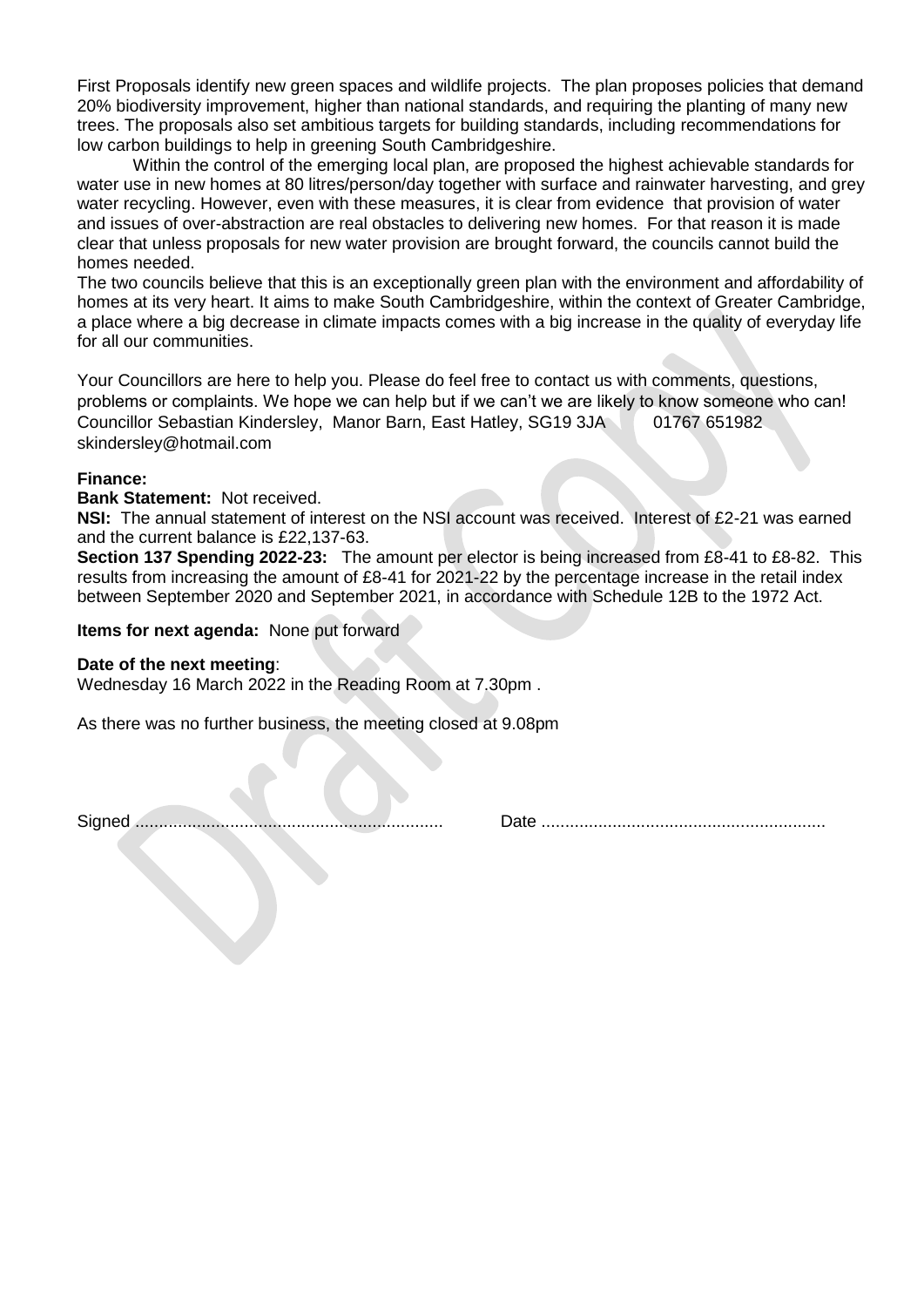First Proposals identify new green spaces and wildlife projects. The plan proposes policies that demand 20% biodiversity improvement, higher than national standards, and requiring the planting of many new trees. The proposals also set ambitious targets for building standards, including recommendations for low carbon buildings to help in greening South Cambridgeshire.

Within the control of the emerging local plan, are proposed the highest achievable standards for water use in new homes at 80 litres/person/day together with surface and rainwater harvesting, and grey water recycling. However, even with these measures, it is clear from evidence that provision of water and issues of over-abstraction are real obstacles to delivering new homes. For that reason it is made clear that unless proposals for new water provision are brought forward, the councils cannot build the homes needed.

The two councils believe that this is an exceptionally green plan with the environment and affordability of homes at its very heart. It aims to make South Cambridgeshire, within the context of Greater Cambridge, a place where a big decrease in climate impacts comes with a big increase in the quality of everyday life for all our communities.

Your Councillors are here to help you. Please do feel free to contact us with comments, questions, problems or complaints. We hope we can help but if we can't we are likely to know someone who can!
Councillor Sebastian Kindersley, Manor Barn, East Hatley, SG19 3JA 01767 651982
skindersley@hotmail.com

**Finance:**

**Bank Statement:** Not received.

**NSI:** The annual statement of interest on the NSI account was received. Interest of £2-21 was earned and the current balance is £22,137-63.

**Section 137 Spending 2022-23:** The amount per elector is being increased from £8-41 to £8-82. This results from increasing the amount of £8-41 for 2021-22 by the percentage increase in the retail index between September 2020 and September 2021, in accordance with Schedule 12B to the 1972 Act.

**Items for next agenda:** None put forward

**Date of the next meeting**:
Wednesday 16 March 2022 in the Reading Room at 7.30pm .

As there was no further business, the meeting closed at 9.08pm

Signed ................................................................ Date ...........................................................